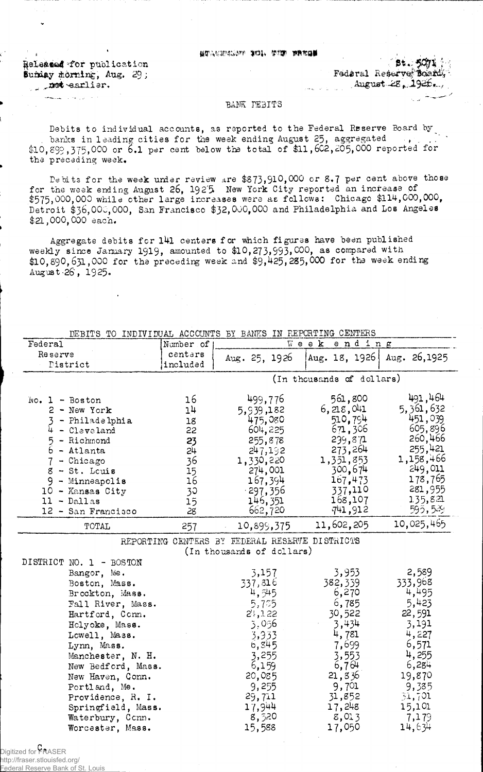STATEMENT FOR THE PRESS

Released for publication Sunday morning, Aug. 29; not earlier.

St. 5071
Federal Reserve Board,
August 28, 1926.

BANK DEBITS

Debits to individual accounts, as reported to the Federal Reserve Board by banks in leading cities for the week ending August 25, aggregated $10,899,375,000 or 6.1 per cent below the total of $11,602,205,000 reported for the preceding week.

Debits for the week under review are $873,910,000 or 8.7 per cent above those for the week ending August 26, 1925. New York City reported an increase of $575,000,000 while other large increases were as follows: Chicago $114,000,000, Detroit $36,000,000, San Francisco $32,000,000 and Philadelphia and Los Angeles $21,000,000 each.

Aggregate debits for 141 centers for which figures have been published weekly since January 1919, amounted to $10,273,993,000, as compared with $10,890,631,000 for the preceding week and $9,425,285,000 for the week ending August 26, 1925.

DEBITS TO INDIVIDUAL ACCOUNTS BY BANKS IN REPORTING CENTERS

| Federal Reserve District | Number of centers included | Week ending | | |
|---|---|---|---|---|
| | | Aug. 25, 1926 | Aug. 18, 1926 | Aug. 26, 1925 |
| | | (In thousands of dollars) | | |
| No. 1 - Boston | 16 | 499,776 | 561,800 | 491,464 |
| 2 - New York | 14 | 5,939,182 | 6,218,041 | 5,361,632 |
| 3 - Philadelphia | 18 | 475,080 | 510,794 | 451,039 |
| 4 - Cleveland | 22 | 604,225 | 671,306 | 605,896 |
| 5 - Richmond | 23 | 255,878 | 239,871 | 260,466 |
| 6 - Atlanta | 24 | 247,192 | 273,264 | 255,421 |
| 7 - Chicago | 36 | 1,330,220 | 1,351,853 | 1,158,466 |
| 8 - St. Louis | 15 | 274,001 | 300,674 | 249,011 |
| 9 - Minneapolis | 16 | 167,394 | 167,473 | 178,765 |
| 10 - Kansas City | 30 | 297,356 | 337,110 | 281,955 |
| 11 - Dallas | 15 | 146,351 | 168,107 | 135,821 |
| 12 - San Francisco | 28 | 662,720 | 741,912 | 595,529 |
| TOTAL | 257 | 10,899,375 | 11,602,205 | 10,025,465 |

REPORTING CENTERS BY FEDERAL RESERVE DISTRICTS
(In thousands of dollars)

| DISTRICT NO. 1 - BOSTON | Aug. 25, 1926 | Aug. 18, 1926 | Aug. 26, 1925 |
|---|---|---|---|
| Bangor, Me. | 3,157 | 3,953 | 2,589 |
| Boston, Mass. | 337,816 | 382,339 | 333,968 |
| Brockton, Mass. | 4,545 | 6,270 | 4,495 |
| Fall River, Mass. | 5,755 | 6,785 | 5,423 |
| Hartford, Conn. | 24,122 | 30,522 | 22,591 |
| Holyoke, Mass. | 3,056 | 3,434 | 3,191 |
| Lowell, Mass. | 3,933 | 4,781 | 4,227 |
| Lynn, Mass. | 6,845 | 7,699 | 6,571 |
| Manchester, N. H. | 3,255 | 3,553 | 4,255 |
| New Bedford, Mass. | 6,159 | 6,764 | 6,284 |
| New Haven, Conn. | 20,085 | 21,836 | 19,870 |
| Portland, Me. | 9,255 | 9,701 | 9,385 |
| Providence, R. I. | 29,711 | 31,852 | 31,701 |
| Springfield, Mass. | 17,944 | 17,248 | 15,101 |
| Waterbury, Conn. | 8,520 | 8,013 | 7,179 |
| Worcester, Mass. | 15,588 | 17,050 | 14,634 |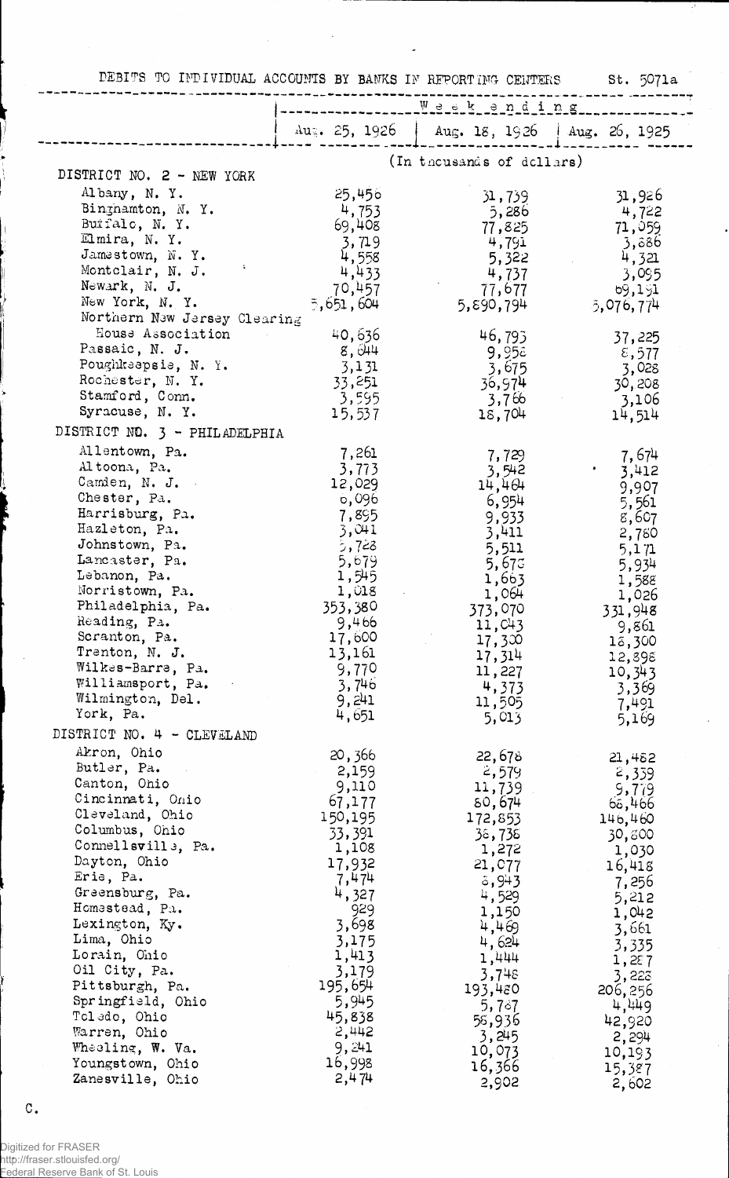DEBITS TO INDIVIDUAL ACCOUNTS BY BANKS IN REPORTING CENTERS St. 5071a

| | Week ending | | |
|---|---|---|---|
| | Aug. 25, 1926 | Aug. 18, 1926 | Aug. 26, 1925 |
| | (In thousands of dollars) | | |
| **DISTRICT NO. 2 - NEW YORK** | | | |
| Albany, N. Y. | 25,456 | 31,739 | 31,926 |
| Binghamton, N. Y. | 4,753 | 5,286 | 4,722 |
| Buffalo, N. Y. | 69,408 | 77,825 | 71,059 |
| Elmira, N. Y. | 3,719 | 4,791 | 3,886 |
| Jamestown, N. Y. | 4,558 | 5,322 | 4,321 |
| Montclair, N. J. | 4,433 | 4,737 | 3,095 |
| Newark, N. J. | 70,457 | 77,677 | 69,191 |
| New York, N. Y. | 5,651,604 | 5,890,794 | 5,076,774 |
| Northern New Jersey Clearing House Association | 40,636 | 46,793 | 37,225 |
| Passaic, N. J. | 8,644 | 9,958 | 8,577 |
| Poughkeepsie, N. Y. | 3,131 | 3,675 | 3,028 |
| Rochester, N. Y. | 33,251 | 36,974 | 30,208 |
| Stamford, Conn. | 3,595 | 3,766 | 3,106 |
| Syracuse, N. Y. | 15,537 | 18,704 | 14,514 |
| **DISTRICT NO. 3 - PHILADELPHIA** | | | |
| Allentown, Pa. | 7,261 | 7,729 | 7,674 |
| Altoona, Pa. | 3,773 | 3,542 | 3,412 |
| Camden, N. J. | 12,029 | 14,464 | 9,907 |
| Chester, Pa. | 6,096 | 6,954 | 5,561 |
| Harrisburg, Pa. | 7,895 | 9,933 | 8,607 |
| Hazleton, Pa. | 3,041 | 3,411 | 2,780 |
| Johnstown, Pa. | 5,728 | 5,511 | 5,171 |
| Lancaster, Pa. | 5,679 | 5,678 | 5,934 |
| Lebanon, Pa. | 1,545 | 1,663 | 1,588 |
| Norristown, Pa. | 1,018 | 1,064 | 1,026 |
| Philadelphia, Pa. | 353,380 | 373,070 | 331,948 |
| Reading, Pa. | 9,466 | 11,043 | 9,861 |
| Scranton, Pa. | 17,600 | 17,300 | 18,300 |
| Trenton, N. J. | 13,161 | 17,314 | 12,898 |
| Wilkes-Barre, Pa. | 9,770 | 11,227 | 10,343 |
| Williamsport, Pa. | 3,746 | 4,373 | 3,369 |
| Wilmington, Del. | 9,241 | 11,505 | 7,491 |
| York, Pa. | 4,651 | 5,013 | 5,169 |
| **DISTRICT NO. 4 - CLEVELAND** | | | |
| Akron, Ohio | 20,366 | 22,678 | 21,482 |
| Butler, Pa. | 2,159 | 2,579 | 2,339 |
| Canton, Ohio | 9,110 | 11,739 | 9,779 |
| Cincinnati, Ohio | 67,177 | 80,674 | 68,466 |
| Cleveland, Ohio | 150,195 | 172,853 | 146,460 |
| Columbus, Ohio | 33,391 | 38,738 | 30,800 |
| Connellsville, Pa. | 1,108 | 1,272 | 1,030 |
| Dayton, Ohio | 17,932 | 21,077 | 16,418 |
| Erie, Pa. | 7,474 | 8,943 | 7,256 |
| Greensburg, Pa. | 4,327 | 4,529 | 5,212 |
| Homestead, Pa. | 929 | 1,150 | 1,042 |
| Lexington, Ky. | 3,698 | 4,469 | 3,661 |
| Lima, Ohio | 3,175 | 4,624 | 3,335 |
| Lorain, Ohio | 1,413 | 1,444 | 1,287 |
| Oil City, Pa. | 3,179 | 3,748 | 3,228 |
| Pittsburgh, Pa. | 195,654 | 193,480 | 206,256 |
| Springfield, Ohio | 5,945 | 5,787 | 4,449 |
| Toledo, Ohio | 45,838 | 58,936 | 42,920 |
| Warren, Ohio | 2,442 | 3,245 | 2,294 |
| Wheeling, W. Va. | 9,241 | 10,073 | 10,193 |
| Youngstown, Ohio | 16,998 | 16,366 | 15,387 |
| Zanesville, Ohio | 2,474 | 2,902 | 2,602 |

C.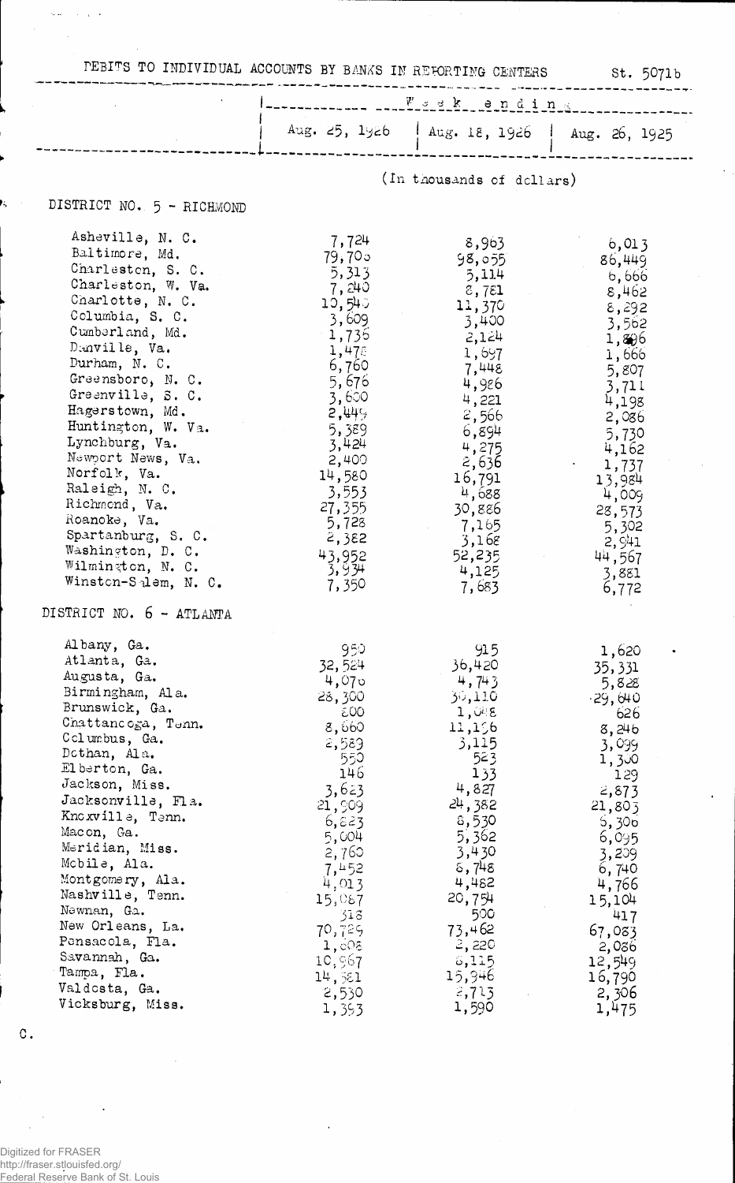DEBITS TO INDIVIDUAL ACCOUNTS BY BANKS IN REPORTING CENTERS St. 5071b

(In thousands of dollars)

| | Week ending | | |
|---|---|---|---|
| | Aug. 25, 1926 | Aug. 18, 1926 | Aug. 26, 1925 |
| **DISTRICT NO. 5 - RICHMOND** | | | |
| Asheville, N. C. | 7,724 | 8,963 | 6,013 |
| Baltimore, Md. | 79,706 | 98,055 | 86,449 |
| Charleston, S. C. | 5,313 | 5,114 | 6,666 |
| Charleston, W. Va. | 7,240 | 8,781 | 8,462 |
| Charlotte, N. C. | 10,545 | 11,370 | 8,292 |
| Columbia, S. C. | 3,609 | 3,400 | 3,562 |
| Cumberland, Md. | 1,736 | 2,124 | 1,806 |
| Danville, Va. | 1,478 | 1,697 | 1,666 |
| Durham, N. C. | 6,760 | 7,448 | 5,807 |
| Greensboro, N. C. | 5,676 | 4,986 | 3,711 |
| Greenville, S. C. | 3,600 | 4,221 | 4,198 |
| Hagerstown, Md. | 2,449 | 2,566 | 2,086 |
| Huntington, W. Va. | 5,389 | 6,894 | 5,730 |
| Lynchburg, Va. | 3,424 | 4,275 | 4,162 |
| Newport News, Va. | 2,400 | 2,636 | 1,737 |
| Norfolk, Va. | 14,580 | 16,791 | 13,984 |
| Raleigh, N. C. | 3,553 | 4,688 | 4,009 |
| Richmond, Va. | 27,355 | 30,886 | 28,573 |
| Roanoke, Va. | 5,728 | 7,165 | 5,302 |
| Spartanburg, S. C. | 2,382 | 3,168 | 2,941 |
| Washington, D. C. | 43,952 | 52,235 | 44,567 |
| Wilmington, N. C. | 3,934 | 4,125 | 3,881 |
| Winston-Salem, N. C. | 7,350 | 7,683 | 6,772 |
| **DISTRICT NO. 6 - ATLANTA** | | | |
| Albany, Ga. | 950 | 915 | 1,620 |
| Atlanta, Ga. | 32,524 | 36,420 | 35,331 |
| Augusta, Ga. | 4,076 | 4,743 | 5,828 |
| Birmingham, Ala. | 28,300 | 30,110 | 29,640 |
| Brunswick, Ga. | 800 | 1,048 | 626 |
| Chattanooga, Tenn. | 8,660 | 11,156 | 8,246 |
| Columbus, Ga. | 2,589 | 3,115 | 3,099 |
| Dothan, Ala. | 550 | 523 | 1,300 |
| Elberton, Ga. | 146 | 133 | 129 |
| Jackson, Miss. | 3,623 | 4,827 | 2,873 |
| Jacksonville, Fla. | 21,909 | 24,382 | 21,803 |
| Knoxville, Tenn. | 6,823 | 8,530 | 6,306 |
| Macon, Ga. | 5,004 | 5,362 | 6,095 |
| Meridian, Miss. | 2,760 | 3,430 | 3,209 |
| Mobile, Ala. | 7,452 | 8,748 | 6,740 |
| Montgomery, Ala. | 4,013 | 4,482 | 4,766 |
| Nashville, Tenn. | 15,087 | 20,754 | 15,104 |
| Newnan, Ga. | 318 | 500 | 417 |
| New Orleans, La. | 70,729 | 73,462 | 67,083 |
| Pensacola, Fla. | 1,808 | 2,220 | 2,086 |
| Savannah, Ga. | 10,967 | 6,115 | 12,549 |
| Tampa, Fla. | 14,381 | 15,946 | 16,790 |
| Valdosta, Ga. | 2,530 | 2,713 | 2,306 |
| Vicksburg, Miss. | 1,393 | 1,590 | 1,475 |

C.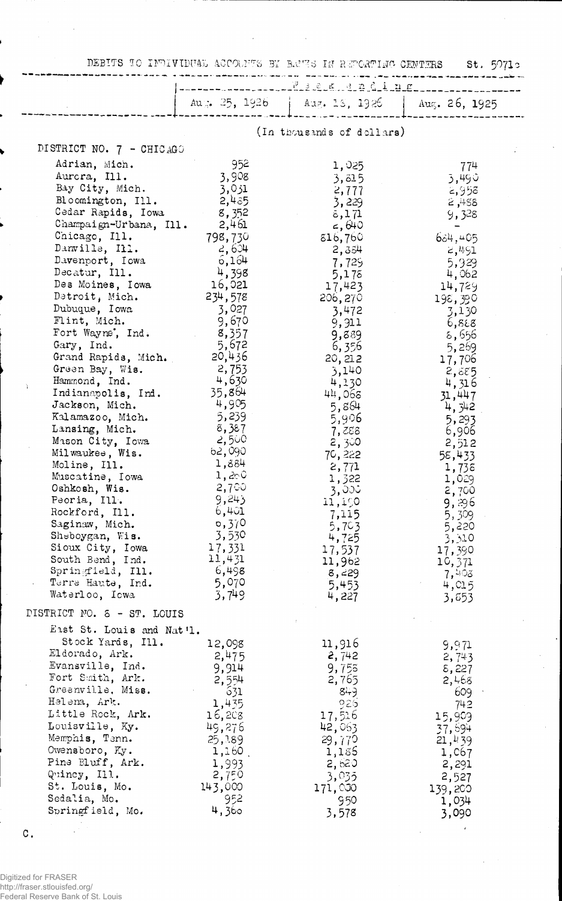DEBITS TO INDIVIDUAL ACCOUNTS BY BANKS IN REPORTING CENTERS St. 5071c

| | Week ending | | |
|---|---|---|---|
| | Aug. 25, 1926 | Aug. 18, 1926 | Aug. 26, 1925 |
| | (In thousands of dollars) | | |
| **DISTRICT NO. 7 - CHICAGO** | | | |
| Adrian, Mich. | 952 | 1,025 | 774 |
| Aurora, Ill. | 3,908 | 3,815 | 3,490 |
| Bay City, Mich. | 3,031 | 2,777 | 2,958 |
| Bloomington, Ill. | 2,485 | 3,229 | 2,488 |
| Cedar Rapids, Iowa | 8,352 | 8,171 | 9,328 |
| Champaign-Urbana, Ill. | 2,461 | 2,640 | - |
| Chicago, Ill. | 798,730 | 816,760 | 684,405 |
| Danville, Ill. | 2,604 | 2,384 | 2,491 |
| Davenport, Iowa | 6,164 | 7,729 | 5,929 |
| Decatur, Ill. | 4,398 | 5,178 | 4,062 |
| Des Moines, Iowa | 16,021 | 17,423 | 14,729 |
| Detroit, Mich. | 234,578 | 206,270 | 198,390 |
| Dubuque, Iowa | 3,027 | 3,472 | 3,130 |
| Flint, Mich. | 9,670 | 9,911 | 6,888 |
| Fort Wayne, Ind. | 8,357 | 9,889 | 8,656 |
| Gary, Ind. | 5,672 | 6,356 | 5,269 |
| Grand Rapids, Mich. | 20,436 | 20,212 | 17,706 |
| Green Bay, Wis. | 2,753 | 3,140 | 2,885 |
| Hammond, Ind. | 4,630 | 4,130 | 4,316 |
| Indianapolis, Ind. | 35,864 | 44,068 | 31,447 |
| Jackson, Mich. | 4,905 | 5,864 | 4,342 |
| Kalamazoo, Mich. | 5,239 | 5,906 | 5,293 |
| Lansing, Mich. | 8,387 | 7,888 | 6,906 |
| Mason City, Iowa | 2,500 | 2,300 | 2,512 |
| Milwaukee, Wis. | 62,090 | 70,222 | 58,433 |
| Moline, Ill. | 1,884 | 2,771 | 1,738 |
| Muscatine, Iowa | 1,260 | 1,322 | 1,029 |
| Oshkosh, Wis. | 2,700 | 3,000 | 2,700 |
| Peoria, Ill. | 9,243 | 11,150 | 9,296 |
| Rockford, Ill. | 6,401 | 7,115 | 5,309 |
| Saginaw, Mich. | 5,370 | 5,703 | 5,220 |
| Sheboygan, Wis. | 3,530 | 4,725 | 3,310 |
| Sioux City, Iowa | 17,331 | 17,537 | 17,390 |
| South Bend, Ind. | 11,431 | 11,962 | 10,371 |
| Springfield, Ill. | 6,498 | 8,229 | 7,408 |
| Terre Haute, Ind. | 5,070 | 5,453 | 4,015 |
| Waterloo, Iowa | 3,749 | 4,227 | 3,853 |
| **DISTRICT NO. 8 - ST. LOUIS** | | | |
| East St. Louis and Nat'l. Stock Yards, Ill. | 12,098 | 11,916 | 9,971 |
| Eldorado, Ark. | 2,475 | 2,742 | 2,743 |
| Evansville, Ind. | 9,914 | 9,758 | 8,227 |
| Fort Smith, Ark. | 2,554 | 2,765 | 2,468 |
| Greenville, Miss. | 631 | 849 | 609 |
| Helena, Ark. | 1,435 | 925 | 742 |
| Little Rock, Ark. | 16,208 | 17,516 | 15,909 |
| Louisville, Ky. | 49,276 | 42,063 | 37,694 |
| Memphis, Tenn. | 25,189 | 29,779 | 21,439 |
| Owensboro, Ky. | 1,160 | 1,186 | 1,067 |
| Pine Bluff, Ark. | 1,993 | 2,620 | 2,291 |
| Quincy, Ill. | 2,750 | 3,035 | 2,527 |
| St. Louis, Mo. | 143,000 | 171,000 | 139,200 |
| Sedalia, Mo. | 952 | 950 | 1,034 |
| Springfield, Mo. | 4,360 | 3,578 | 3,090 |

C.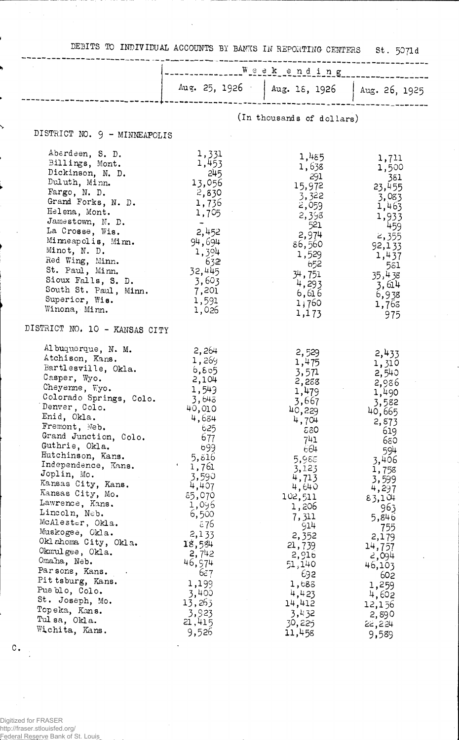DEBITS TO INDIVIDUAL ACCOUNTS BY BANKS IN REPORTING CENTERS St. 5071d

| | Week ending | | |
|---|---|---|---|
| | Aug. 25, 1926 | Aug. 18, 1926 | Aug. 26, 1925 |
| | (In thousands of dollars) | | |
| **DISTRICT NO. 9 - MINNEAPOLIS** | | | |
| Aberdeen, S. D. | 1,331 | 1,485 | 1,711 |
| Billings, Mont. | 1,453 | 1,638 | 1,500 |
| Dickinson, N. D. | 245 | 291 | 381 |
| Duluth, Minn. | 13,056 | 15,972 | 23,455 |
| Fargo, N. D. | 2,830 | 3,322 | 3,083 |
| Grand Forks, N. D. | 1,736 | 2,059 | 1,463 |
| Helena, Mont. | 1,705 | 2,398 | 1,933 |
| Jamestown, N. D. | - | 521 | 459 |
| La Crosse, Wis. | 2,452 | 2,974 | 2,355 |
| Minneapolis, Minn. | 94,694 | 86,560 | 92,133 |
| Minot, N. D. | 1,394 | 1,529 | 1,437 |
| Red Wing, Minn. | 632 | 652 | 581 |
| St. Paul, Minn. | 32,445 | 34,751 | 35,438 |
| Sioux Falls, S. D. | 3,603 | 4,293 | 3,614 |
| South St. Paul, Minn. | 7,201 | 6,616 | 6,938 |
| Superior, Wis. | 1,591 | 1,760 | 1,768 |
| Winona, Minn. | 1,026 | 1,173 | 975 |
| **DISTRICT NO. 10 - KANSAS CITY** | | | |
| Albuquerque, N. M. | 2,264 | 2,529 | 2,433 |
| Atchison, Kans. | 1,269 | 1,475 | 1,310 |
| Bartlesville, Okla. | 6,805 | 3,571 | 2,540 |
| Casper, Wyo. | 2,104 | 2,288 | 2,986 |
| Cheyenne, Wyo. | 1,549 | 1,479 | 1,490 |
| Colorado Springs, Colo. | 3,648 | 3,667 | 3,582 |
| Denver, Colo. | 40,010 | 40,229 | 40,665 |
| Enid, Okla. | 4,684 | 4,704 | 2,873 |
| Fremont, Neb. | 625 | 680 | 619 |
| Grand Junction, Colo. | 677 | 741 | 680 |
| Guthrie, Okla. | 699 | 664 | 594 |
| Hutchinson, Kans. | 5,816 | 5,988 | 3,406 |
| Independence, Kans. | 1,761 | 3,123 | 1,758 |
| Joplin, Mo. | 3,590 | 4,713 | 3,599 |
| Kansas City, Kans. | 4,407 | 4,640 | 4,297 |
| Kansas City, Mo. | 85,070 | 102,511 | 83,104 |
| Lawrence, Kans. | 1,096 | 1,206 | 963 |
| Lincoln, Neb. | 6,500 | 7,311 | 5,846 |
| McAlester, Okla. | 876 | 914 | 755 |
| Muskogee, Okla. | 2,133 | 2,352 | 2,179 |
| Oklahoma City, Okla. | 18,584 | 21,739 | 14,757 |
| Okmulgee, Okla. | 2,742 | 2,916 | 2,094 |
| Omaha, Neb. | 46,974 | 51,140 | 46,103 |
| Parsons, Kans. | 687 | 692 | 602 |
| Pittsburg, Kans. | 1,199 | 1,688 | 1,259 |
| Pueblo, Colo. | 3,400 | 4,423 | 4,602 |
| St. Joseph, Mo. | 13,263 | 14,412 | 12,156 |
| Topeka, Kans. | 3,923 | 3,432 | 2,890 |
| Tulsa, Okla. | 21,415 | 30,225 | 22,224 |
| Wichita, Kans. | 9,526 | 11,458 | 9,589 |

C.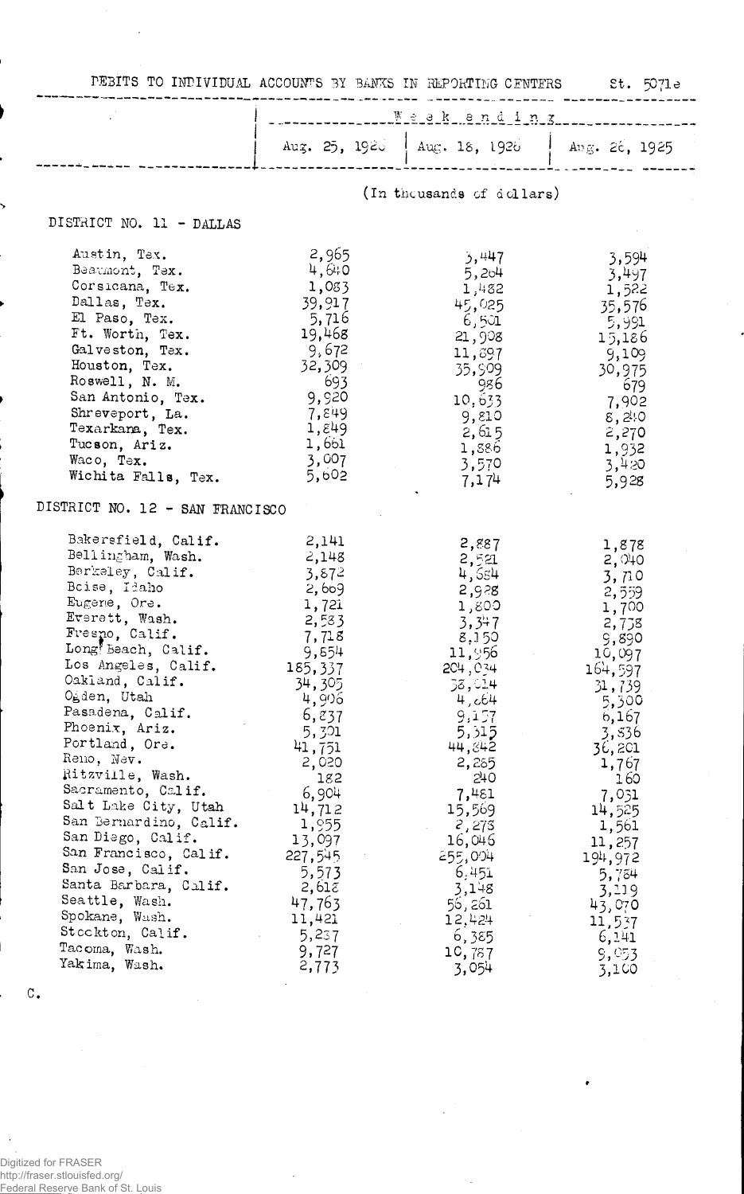DEBITS TO INDIVIDUAL ACCOUNTS BY BANKS IN REPORTING CENTERS St. 5071e

| | Week ending | | |
|---|---|---|---|
| | Aug. 25, 1926 | Aug. 18, 1926 | Aug. 26, 1925 |

(In thousands of dollars)

| | | | |
|---|---|---|---|
| **DISTRICT NO. 11 - DALLAS** | | | |
| Austin, Tex. | 2,965 | 3,447 | 3,594 |
| Beaumont, Tex. | 4,640 | 5,264 | 3,497 |
| Corsicana, Tex. | 1,083 | 1,482 | 1,522 |
| Dallas, Tex. | 39,917 | 45,025 | 35,576 |
| El Paso, Tex. | 5,716 | 6,501 | 5,991 |
| Ft. Worth, Tex. | 19,468 | 21,908 | 15,186 |
| Galveston, Tex. | 9,672 | 11,897 | 9,109 |
| Houston, Tex. | 32,309 | 35,909 | 30,975 |
| Roswell, N. M. | 693 | 986 | 679 |
| San Antonio, Tex. | 9,920 | 10,633 | 7,902 |
| Shreveport, La. | 7,849 | 9,810 | 8,240 |
| Texarkana, Tex. | 1,849 | 2,615 | 2,270 |
| Tucson, Ariz. | 1,661 | 1,886 | 1,932 |
| Waco, Tex. | 3,007 | 3,570 | 3,420 |
| Wichita Falls, Tex. | 5,602 | 7,174 | 5,928 |
| **DISTRICT NO. 12 - SAN FRANCISCO** | | | |
| Bakersfield, Calif. | 2,141 | 2,887 | 1,878 |
| Bellingham, Wash. | 2,148 | 2,521 | 2,040 |
| Berkeley, Calif. | 3,872 | 4,684 | 3,710 |
| Boise, Idaho | 2,669 | 2,928 | 2,559 |
| Eugene, Ore. | 1,721 | 1,800 | 1,700 |
| Everett, Wash. | 2,583 | 3,347 | 2,738 |
| Fresno, Calif. | 7,718 | 8,150 | 9,890 |
| Long Beach, Calif. | 9,654 | 11,956 | 10,097 |
| Los Angeles, Calif. | 185,337 | 204,034 | 164,597 |
| Oakland, Calif. | 34,305 | 38,014 | 31,739 |
| Ogden, Utah | 4,906 | 4,664 | 5,300 |
| Pasadena, Calif. | 6,237 | 9,157 | 6,167 |
| Phoenix, Ariz. | 5,301 | 5,315 | 3,836 |
| Portland, Ore. | 41,751 | 44,842 | 36,201 |
| Reno, Nev. | 2,020 | 2,285 | 1,767 |
| Ritzville, Wash. | 182 | 240 | 160 |
| Sacramento, Calif. | 6,904 | 7,481 | 7,031 |
| Salt Lake City, Utah | 14,712 | 15,569 | 14,525 |
| San Bernardino, Calif. | 1,955 | 2,278 | 1,561 |
| San Diego, Calif. | 13,097 | 16,046 | 11,257 |
| San Francisco, Calif. | 227,545 | 255,004 | 194,972 |
| San Jose, Calif. | 5,573 | 6,451 | 5,784 |
| Santa Barbara, Calif. | 2,618 | 3,148 | 3,119 |
| Seattle, Wash. | 47,763 | 56,261 | 43,070 |
| Spokane, Wash. | 11,421 | 12,424 | 11,537 |
| Stockton, Calif. | 5,237 | 6,385 | 6,141 |
| Tacoma, Wash. | 9,727 | 10,787 | 9,053 |
| Yakima, Wash. | 2,773 | 3,054 | 3,100 |

C.